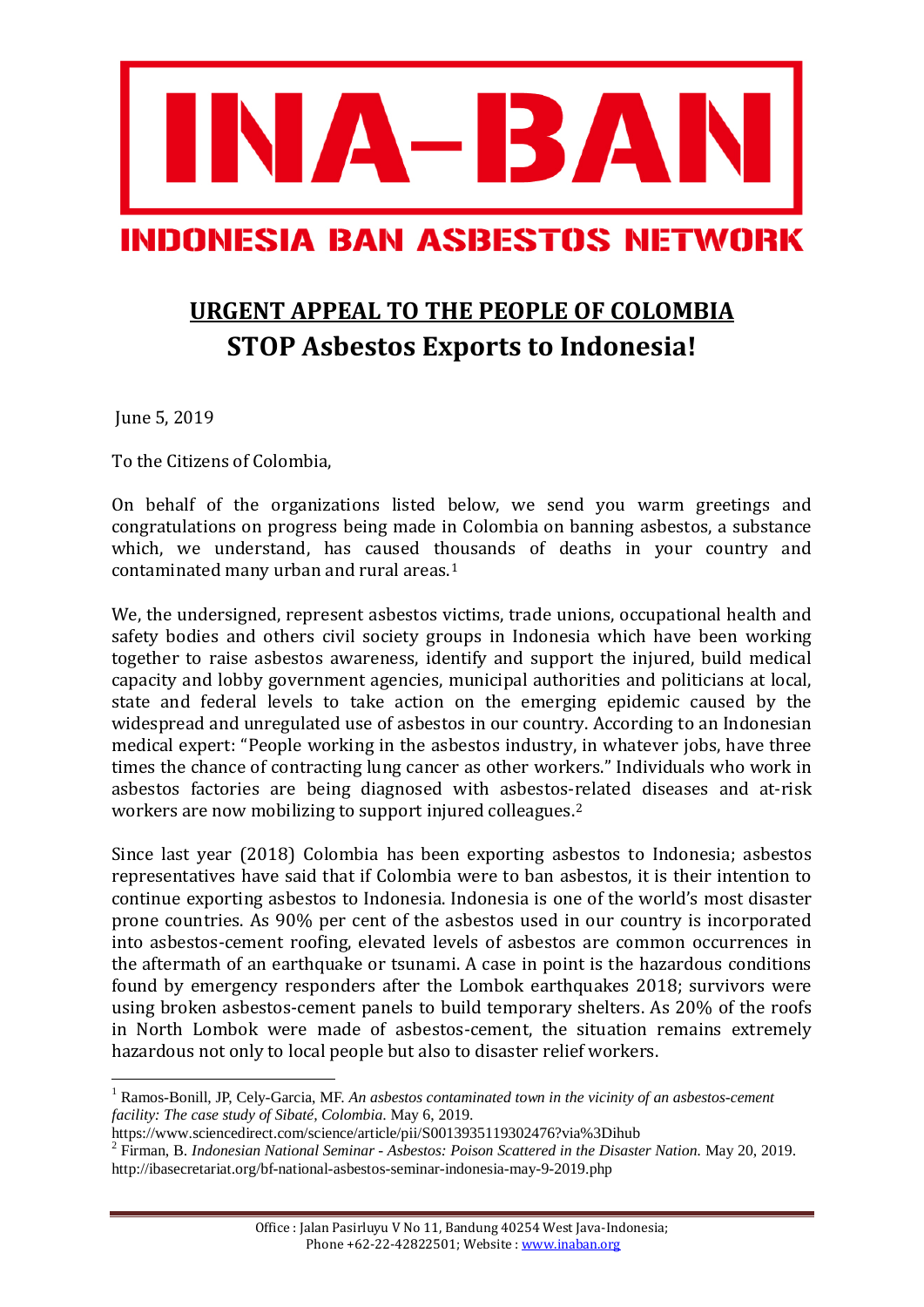# INA-BAN

## INDONESIA BAN ASBESTOS NETWORK

## URGENT APPEAL TO THE PEOPLE OF COLOMBIA

## STOP Asbestos Exports to Indonesia!

June 5, 2019

To the Citizens of Colombia,

On behalf of the organizations listed below, we send you warm greetings and congratulations on progress being made in Colombia on banning asbestos, a substance which, we understand, has caused thousands of deaths in your country and contaminated many urban and rural areas.[1]

We, the undersigned, represent asbestos victims, trade unions, occupational health and safety bodies and others civil society groups in Indonesia which have been working together to raise asbestos awareness, identify and support the injured, build medical capacity and lobby government agencies, municipal authorities and politicians at local, state and federal levels to take action on the emerging epidemic caused by the widespread and unregulated use of asbestos in our country. According to an Indonesian medical expert: "People working in the asbestos industry, in whatever jobs, have three times the chance of contracting lung cancer as other workers." Individuals who work in asbestos factories are being diagnosed with asbestos-related diseases and at-risk workers are now mobilizing to support injured colleagues.[2]

Since last year (2018) Colombia has been exporting asbestos to Indonesia; asbestos representatives have said that if Colombia were to ban asbestos, it is their intention to continue exporting asbestos to Indonesia. Indonesia is one of the world's most disaster prone countries. As 90% per cent of the asbestos used in our country is incorporated into asbestos-cement roofing, elevated levels of asbestos are common occurrences in the aftermath of an earthquake or tsunami. A case in point is the hazardous conditions found by emergency responders after the Lombok earthquakes 2018; survivors were using broken asbestos-cement panels to build temporary shelters. As 20% of the roofs in North Lombok were made of asbestos-cement, the situation remains extremely hazardous not only to local people but also to disaster relief workers.

---

[1] Ramos-Bonill, JP, Cely-Garcia, MF. *An asbestos contaminated town in the vicinity of an asbestos-cement facility: The case study of Sibaté, Colombia.* May 6, 2019. https://www.sciencedirect.com/science/article/pii/S0013935119302476?via%3Dihub

[2] Firman, B. *Indonesian National Seminar - Asbestos: Poison Scattered in the Disaster Nation.* May 20, 2019. http://ibasecretariat.org/bf-national-asbestos-seminar-indonesia-may-9-2019.php

Office : Jalan Pasirluyu V No 11, Bandung 40254 West Java-Indonesia;
Phone +62-22-42822501; Website : www.inaban.org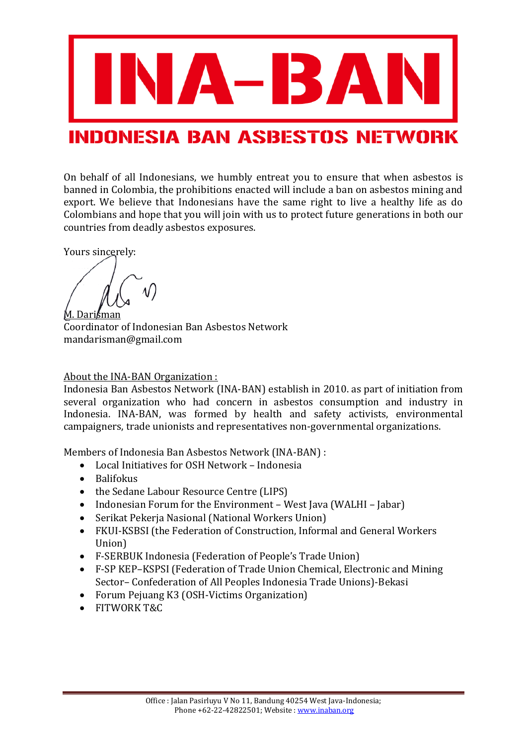# INA-BAN

## INDONESIA BAN ASBESTOS NETWORK

On behalf of all Indonesians, we humbly entreat you to ensure that when asbestos is banned in Colombia, the prohibitions enacted will include a ban on asbestos mining and export. We believe that Indonesians have the same right to live a healthy life as do Colombians and hope that you will join with us to protect future generations in both our countries from deadly asbestos exposures.

Yours sincerely:

M. Darisman
Coordinator of Indonesian Ban Asbestos Network
mandarisman@gmail.com

About the INA-BAN Organization :
Indonesia Ban Asbestos Network (INA-BAN) establish in 2010. as part of initiation from several organization who had concern in asbestos consumption and industry in Indonesia. INA-BAN, was formed by health and safety activists, environmental campaigners, trade unionists and representatives non-governmental organizations.

Members of Indonesia Ban Asbestos Network (INA-BAN) :

- Local Initiatives for OSH Network – Indonesia
- Balifokus
- the Sedane Labour Resource Centre (LIPS)
- Indonesian Forum for the Environment – West Java (WALHI – Jabar)
- Serikat Pekerja Nasional (National Workers Union)
- FKUI-KSBSI (the Federation of Construction, Informal and General Workers Union)
- F-SERBUK Indonesia (Federation of People's Trade Union)
- F-SP KEP–KSPSI (Federation of Trade Union Chemical, Electronic and Mining Sector– Confederation of All Peoples Indonesia Trade Unions)-Bekasi
- Forum Pejuang K3 (OSH-Victims Organization)
- FITWORK T&C

Office : Jalan Pasirluyu V No 11, Bandung 40254 West Java-Indonesia;
Phone +62-22-42822501; Website : www.inaban.org